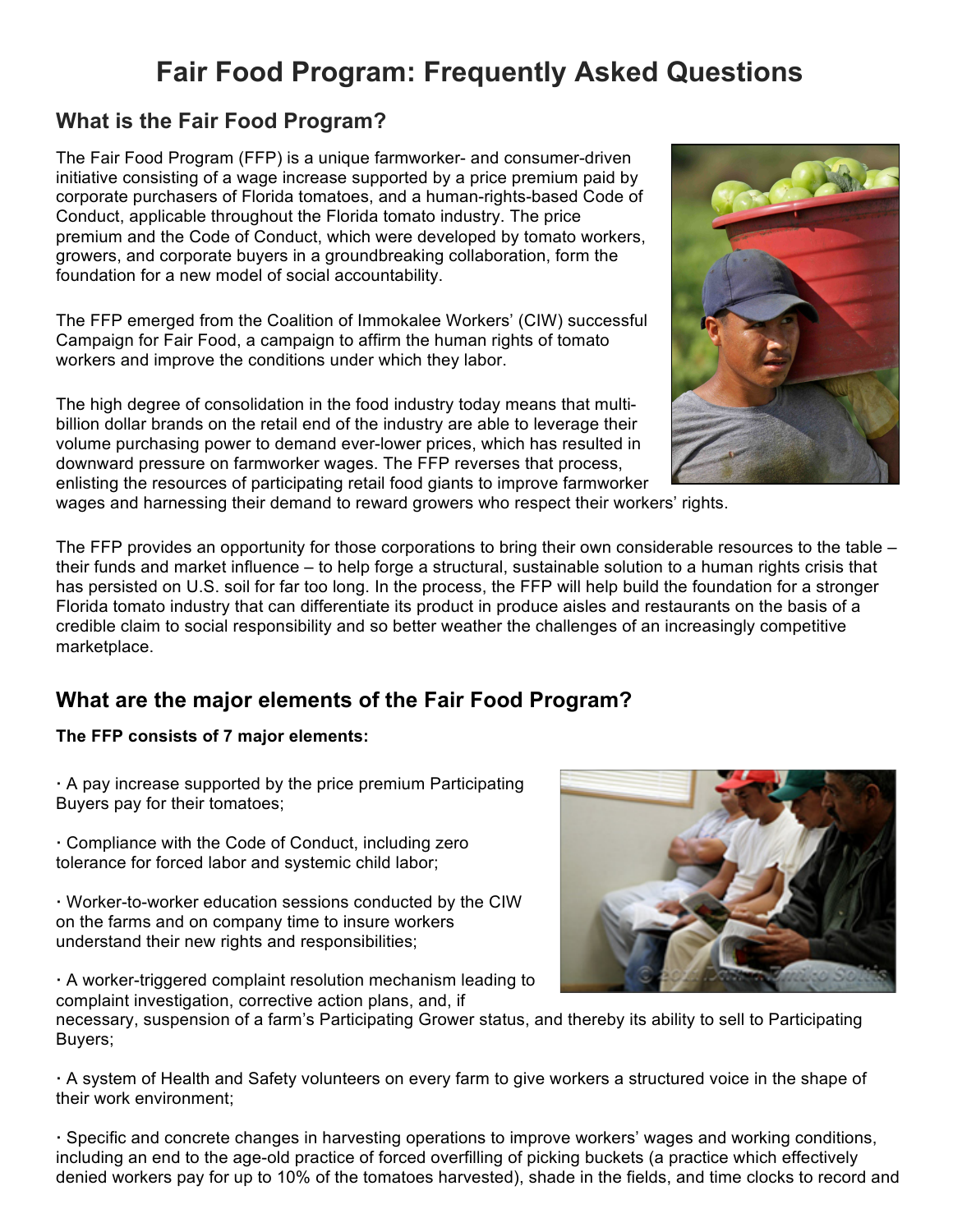# Fair Food Program: Frequently Asked Questions

## What is the Fair Food Program?

The Fair Food Program (FFP) is a unique farmworker- and consumer-driven initiative consisting of a wage increase supported by a price premium paid by corporate purchasers of Florida tomatoes, and a human-rights-based Code of Conduct, applicable throughout the Florida tomato industry. The price premium and the Code of Conduct, which were developed by tomato workers, growers, and corporate buyers in a groundbreaking collaboration, form the foundation for a new model of social accountability.

The FFP emerged from the Coalition of Immokalee Workers' (CIW) successful Campaign for Fair Food, a campaign to affirm the human rights of tomato workers and improve the conditions under which they labor.

The high degree of consolidation in the food industry today means that multi-billion dollar brands on the retail end of the industry are able to leverage their volume purchasing power to demand ever-lower prices, which has resulted in downward pressure on farmworker wages. The FFP reverses that process, enlisting the resources of participating retail food giants to improve farmworker wages and harnessing their demand to reward growers who respect their workers' rights.

The FFP provides an opportunity for those corporations to bring their own considerable resources to the table – their funds and market influence – to help forge a structural, sustainable solution to a human rights crisis that has persisted on U.S. soil for far too long. In the process, the FFP will help build the foundation for a stronger Florida tomato industry that can differentiate its product in produce aisles and restaurants on the basis of a credible claim to social responsibility and so better weather the challenges of an increasingly competitive marketplace.

## What are the major elements of the Fair Food Program?

**The FFP consists of 7 major elements:**

- A pay increase supported by the price premium Participating Buyers pay for their tomatoes;
- Compliance with the Code of Conduct, including zero tolerance for forced labor and systemic child labor;
- Worker-to-worker education sessions conducted by the CIW on the farms and on company time to insure workers understand their new rights and responsibilities;
- A worker-triggered complaint resolution mechanism leading to complaint investigation, corrective action plans, and, if necessary, suspension of a farm's Participating Grower status, and thereby its ability to sell to Participating Buyers;
- A system of Health and Safety volunteers on every farm to give workers a structured voice in the shape of their work environment;
- Specific and concrete changes in harvesting operations to improve workers' wages and working conditions, including an end to the age-old practice of forced overfilling of picking buckets (a practice which effectively denied workers pay for up to 10% of the tomatoes harvested), shade in the fields, and time clocks to record and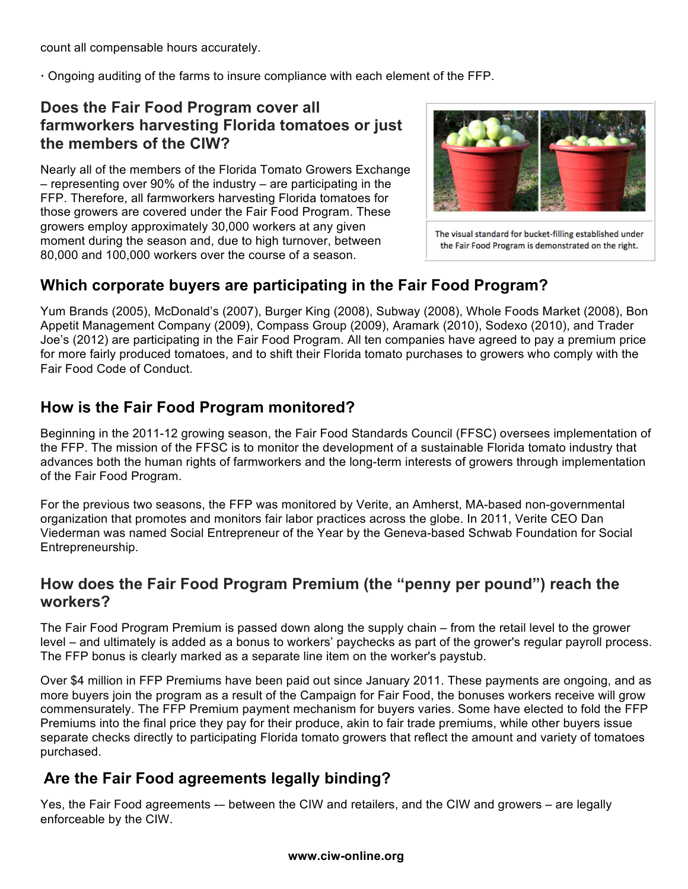count all compensable hours accurately.

· Ongoing auditing of the farms to insure compliance with each element of the FFP.

## Does the Fair Food Program cover all farmworkers harvesting Florida tomatoes or just the members of the CIW?

Nearly all of the members of the Florida Tomato Growers Exchange – representing over 90% of the industry – are participating in the FFP. Therefore, all farmworkers harvesting Florida tomatoes for those growers are covered under the Fair Food Program. These growers employ approximately 30,000 workers at any given moment during the season and, due to high turnover, between 80,000 and 100,000 workers over the course of a season.

The visual standard for bucket-filling established under the Fair Food Program is demonstrated on the right.

## Which corporate buyers are participating in the Fair Food Program?

Yum Brands (2005), McDonald's (2007), Burger King (2008), Subway (2008), Whole Foods Market (2008), Bon Appetit Management Company (2009), Compass Group (2009), Aramark (2010), Sodexo (2010), and Trader Joe's (2012) are participating in the Fair Food Program. All ten companies have agreed to pay a premium price for more fairly produced tomatoes, and to shift their Florida tomato purchases to growers who comply with the Fair Food Code of Conduct.

## How is the Fair Food Program monitored?

Beginning in the 2011-12 growing season, the Fair Food Standards Council (FFSC) oversees implementation of the FFP. The mission of the FFSC is to monitor the development of a sustainable Florida tomato industry that advances both the human rights of farmworkers and the long-term interests of growers through implementation of the Fair Food Program.

For the previous two seasons, the FFP was monitored by Verite, an Amherst, MA-based non-governmental organization that promotes and monitors fair labor practices across the globe. In 2011, Verite CEO Dan Viederman was named Social Entrepreneur of the Year by the Geneva-based Schwab Foundation for Social Entrepreneurship.

## How does the Fair Food Program Premium (the "penny per pound") reach the workers?

The Fair Food Program Premium is passed down along the supply chain – from the retail level to the grower level – and ultimately is added as a bonus to workers' paychecks as part of the grower's regular payroll process. The FFP bonus is clearly marked as a separate line item on the worker's paystub.

Over $4 million in FFP Premiums have been paid out since January 2011. These payments are ongoing, and as more buyers join the program as a result of the Campaign for Fair Food, the bonuses workers receive will grow commensurately. The FFP Premium payment mechanism for buyers varies. Some have elected to fold the FFP Premiums into the final price they pay for their produce, akin to fair trade premiums, while other buyers issue separate checks directly to participating Florida tomato growers that reflect the amount and variety of tomatoes purchased.

## Are the Fair Food agreements legally binding?

Yes, the Fair Food agreements -– between the CIW and retailers, and the CIW and growers – are legally enforceable by the CIW.

**www.ciw-online.org**